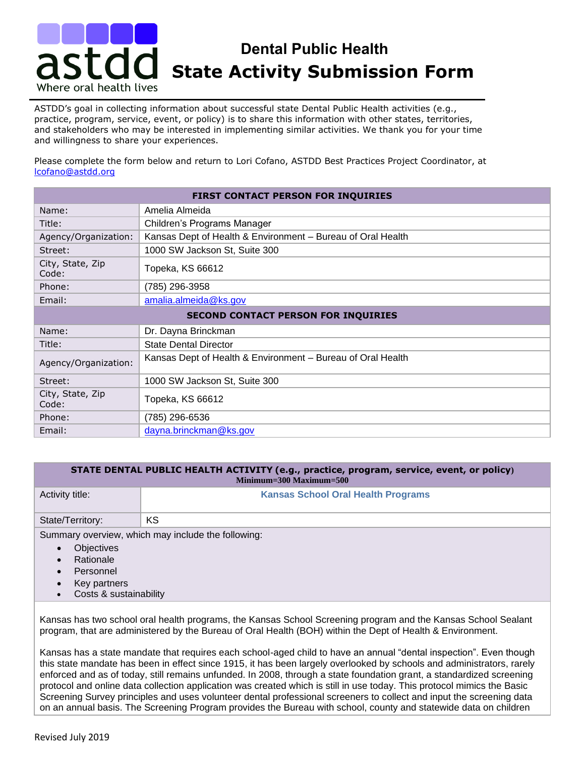# Dental Public Health State Activity Submission Form

ASTDD's goal in collecting information about successful state Dental Public Health activities (e.g., practice, program, service, event, or policy) is to share this information with other states, territories, and stakeholders who may be interested in implementing similar activities. We thank you for your time and willingness to share your experiences.

Please complete the form below and return to Lori Cofano, ASTDD Best Practices Project Coordinator, at lcofano@astdd.org

| FIRST CONTACT PERSON FOR INQUIRIES | |
|---|---|
| Name: | Amelia Almeida |
| Title: | Children's Programs Manager |
| Agency/Organization: | Kansas Dept of Health & Environment – Bureau of Oral Health |
| Street: | 1000 SW Jackson St, Suite 300 |
| City, State, Zip Code: | Topeka, KS 66612 |
| Phone: | (785) 296-3958 |
| Email: | amalia.almeida@ks.gov |

| SECOND CONTACT PERSON FOR INQUIRIES | |
|---|---|
| Name: | Dr. Dayna Brinckman |
| Title: | State Dental Director |
| Agency/Organization: | Kansas Dept of Health & Environment – Bureau of Oral Health |
| Street: | 1000 SW Jackson St, Suite 300 |
| City, State, Zip Code: | Topeka, KS 66612 |
| Phone: | (785) 296-6536 |
| Email: | dayna.brinckman@ks.gov |

| STATE DENTAL PUBLIC HEALTH ACTIVITY (e.g., practice, program, service, event, or policy) Minimum=300 Maximum=500 | |
|---|---|
| Activity title: | **Kansas School Oral Health Programs** |
| State/Territory: | KS |

Summary overview, which may include the following:

- Objectives
- Rationale
- Personnel
- Key partners
- Costs & sustainability

Kansas has two school oral health programs, the Kansas School Screening program and the Kansas School Sealant program, that are administered by the Bureau of Oral Health (BOH) within the Dept of Health & Environment.

Kansas has a state mandate that requires each school-aged child to have an annual "dental inspection". Even though this state mandate has been in effect since 1915, it has been largely overlooked by schools and administrators, rarely enforced and as of today, still remains unfunded. In 2008, through a state foundation grant, a standardized screening protocol and online data collection application was created which is still in use today. This protocol mimics the Basic Screening Survey principles and uses volunteer dental professional screeners to collect and input the screening data on an annual basis. The Screening Program provides the Bureau with school, county and statewide data on children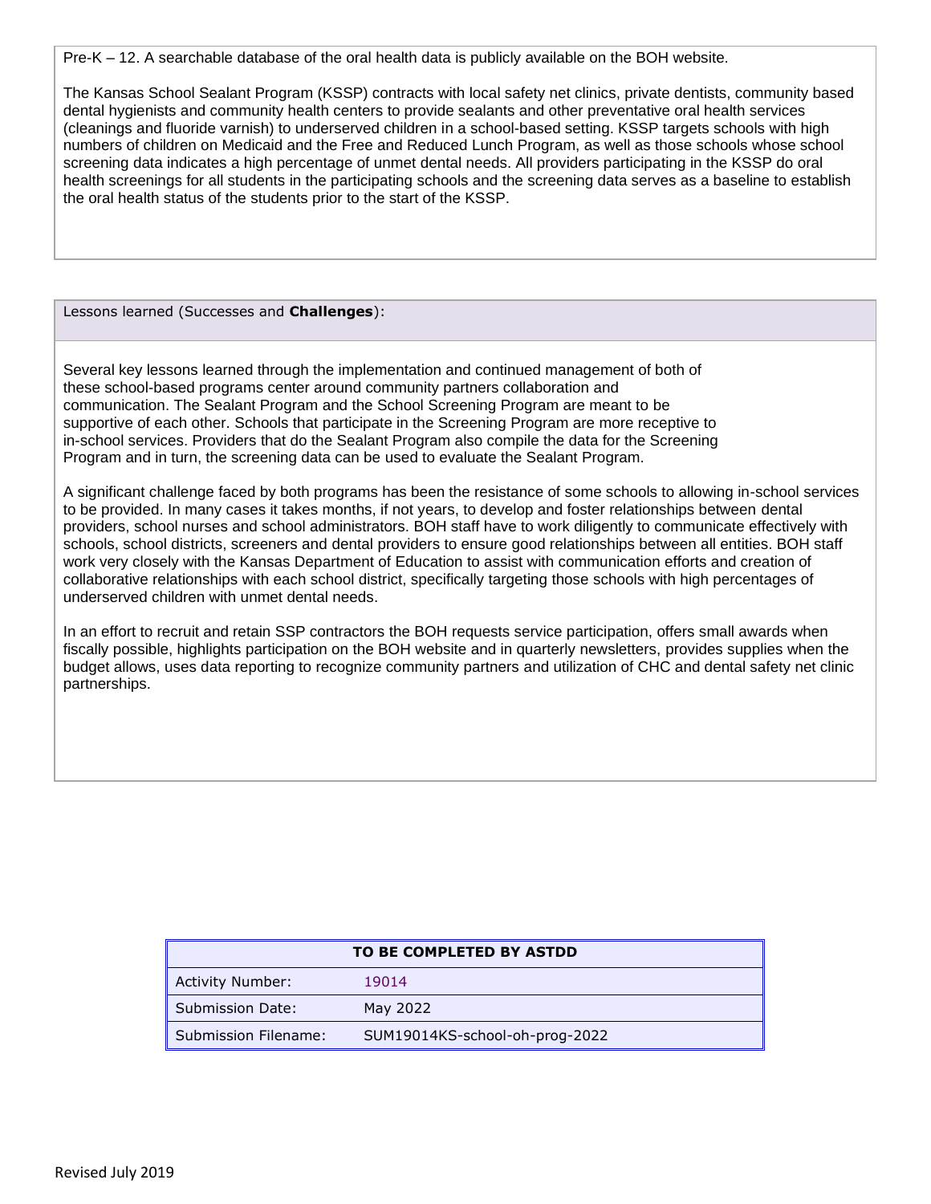Pre-K – 12. A searchable database of the oral health data is publicly available on the BOH website.

The Kansas School Sealant Program (KSSP) contracts with local safety net clinics, private dentists, community based dental hygienists and community health centers to provide sealants and other preventative oral health services (cleanings and fluoride varnish) to underserved children in a school-based setting. KSSP targets schools with high numbers of children on Medicaid and the Free and Reduced Lunch Program, as well as those schools whose school screening data indicates a high percentage of unmet dental needs. All providers participating in the KSSP do oral health screenings for all students in the participating schools and the screening data serves as a baseline to establish the oral health status of the students prior to the start of the KSSP.

Lessons learned (Successes and **Challenges**):

Several key lessons learned through the implementation and continued management of both of these school-based programs center around community partners collaboration and communication. The Sealant Program and the School Screening Program are meant to be supportive of each other. Schools that participate in the Screening Program are more receptive to in-school services. Providers that do the Sealant Program also compile the data for the Screening Program and in turn, the screening data can be used to evaluate the Sealant Program.

A significant challenge faced by both programs has been the resistance of some schools to allowing in-school services to be provided. In many cases it takes months, if not years, to develop and foster relationships between dental providers, school nurses and school administrators. BOH staff have to work diligently to communicate effectively with schools, school districts, screeners and dental providers to ensure good relationships between all entities. BOH staff work very closely with the Kansas Department of Education to assist with communication efforts and creation of collaborative relationships with each school district, specifically targeting those schools with high percentages of underserved children with unmet dental needs.

In an effort to recruit and retain SSP contractors the BOH requests service participation, offers small awards when fiscally possible, highlights participation on the BOH website and in quarterly newsletters, provides supplies when the budget allows, uses data reporting to recognize community partners and utilization of CHC and dental safety net clinic partnerships.

| TO BE COMPLETED BY ASTDD | |
|---|---|
| Activity Number: | 19014 |
| Submission Date: | May 2022 |
| Submission Filename: | SUM19014KS-school-oh-prog-2022 |

Revised July 2019